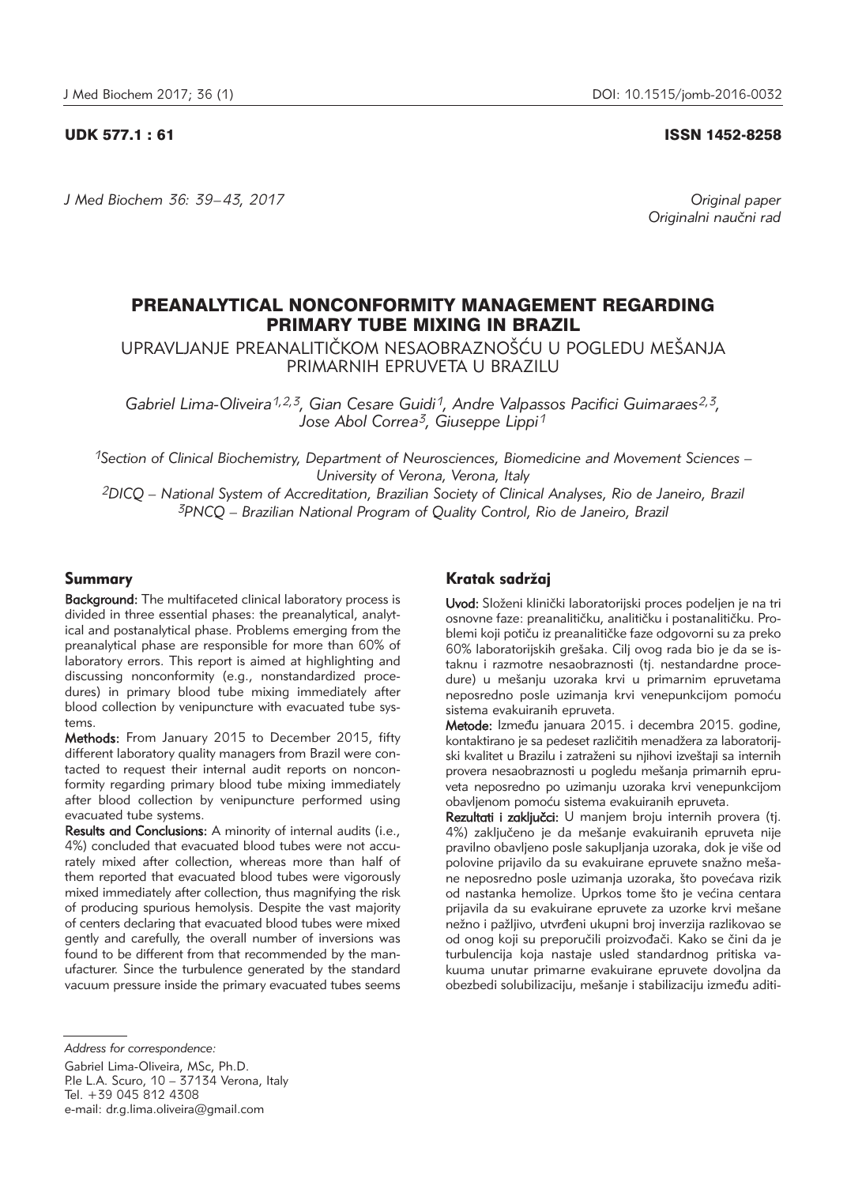UDK 577.1 : 61 ISSN 1452-8258

*J Med Biochem 36: 39–43, 2017*

*Original paper*
*Originalni naučni rad*

# PREANALYTICAL NONCONFORMITY MANAGEMENT REGARDING PRIMARY TUBE MIXING IN BRAZIL

UPRAVLJANJE PREANALITIČKOM NESAOBRAZNOŠĆU U POGLEDU MEŠANJA PRIMARNIH EPRUVETA U BRAZILU

*Gabriel Lima-Oliveira[1,2,3], Gian Cesare Guidi[1], Andre Valpassos Pacifici Guimaraes[2,3], Jose Abol Correa[3], Giuseppe Lippi[1]*

[1]*Section of Clinical Biochemistry, Department of Neurosciences, Biomedicine and Movement Sciences – University of Verona, Verona, Italy*
[2]*DICQ – National System of Accreditation, Brazilian Society of Clinical Analyses, Rio de Janeiro, Brazil*
[3]*PNCQ – Brazilian National Program of Quality Control, Rio de Janeiro, Brazil*

## Summary

**Background:** The multifaceted clinical laboratory process is divided in three essential phases: the preanalytical, analytical and postanalytical phase. Problems emerging from the preanalytical phase are responsible for more than 60% of laboratory errors. This report is aimed at highlighting and discussing nonconformity (e.g., nonstandardized procedures) in primary blood tube mixing immediately after blood collection by venipuncture with evacuated tube systems.

**Methods:** From January 2015 to December 2015, fifty different laboratory quality managers from Brazil were contacted to request their internal audit reports on nonconformity regarding primary blood tube mixing immediately after blood collection by venipuncture performed using evacuated tube systems.

**Results and Conclusions:** A minority of internal audits (i.e., 4%) concluded that evacuated blood tubes were not accurately mixed after collection, whereas more than half of them reported that evacuated blood tubes were vigorously mixed immediately after collection, thus magnifying the risk of producing spurious hemolysis. Despite the vast majority of centers declaring that evacuated blood tubes were mixed gently and carefully, the overall number of inversions was found to be different from that recommended by the manufacturer. Since the turbulence generated by the standard vacuum pressure inside the primary evacuated tubes seems

## Kratak sadržaj

**Uvod:** Složeni klinički laboratorijski proces podeljen je na tri osnovne faze: preanalitičku, analitičku i postanalitičku. Problemi koji potiču iz preanalitičke faze odgovorni su za preko 60% laboratorijskih grešaka. Cilj ovog rada bio je da se istaknu i razmotre nesaobraznosti (tj. nestandardne procedure) u mešanju uzoraka krvi u primarnim epruvetama neposredno posle uzimanja krvi venepunkcijom pomoću sistema evakuiranih epruveta.

**Metode:** Između januara 2015. i decembra 2015. godine, kontaktirano je sa pedeset različitih menadžera za laboratorijski kvalitet u Brazilu i zatraženi su njihovi izveštaji sa internih provera nesaobraznosti u pogledu mešanja primarnih epruveta neposredno po uzimanju uzoraka krvi venepunkcijom obavljenom pomoću sistema evakuiranih epruveta.

**Rezultati i zaključci:** U manjem broju internih provera (tj. 4%) zaključeno je da mešanje evakuiranih epruveta nije pravilno obavljeno posle sakupljanja uzoraka, dok je više od polovine prijavilo da su evakuirane epruvete snažno mešane neposredno posle uzimanja uzoraka, što povećava rizik od nastanka hemolize. Uprkos tome što je većina centara prijavila da su evakuirane epruvete za uzorke krvi mešane nežno i pažljivo, utvrđeni ukupni broj inverzija razlikovao se od onog koji su preporučili proizvođači. Kako se čini da je turbulencija koja nastaje usled standardnog pritiska vakuuma unutar primarne evakuirane epruvete dovoljna da obezbedi solubilizaciju, mešanje i stabilizaciju između aditi-

*Address for correspondence:*

Gabriel Lima-Oliveira, MSc, Ph.D.
P.le L.A. Scuro, 10 – 37134 Verona, Italy
Tel. +39 045 812 4308
e-mail: dr.g.lima.oliveira@gmail.com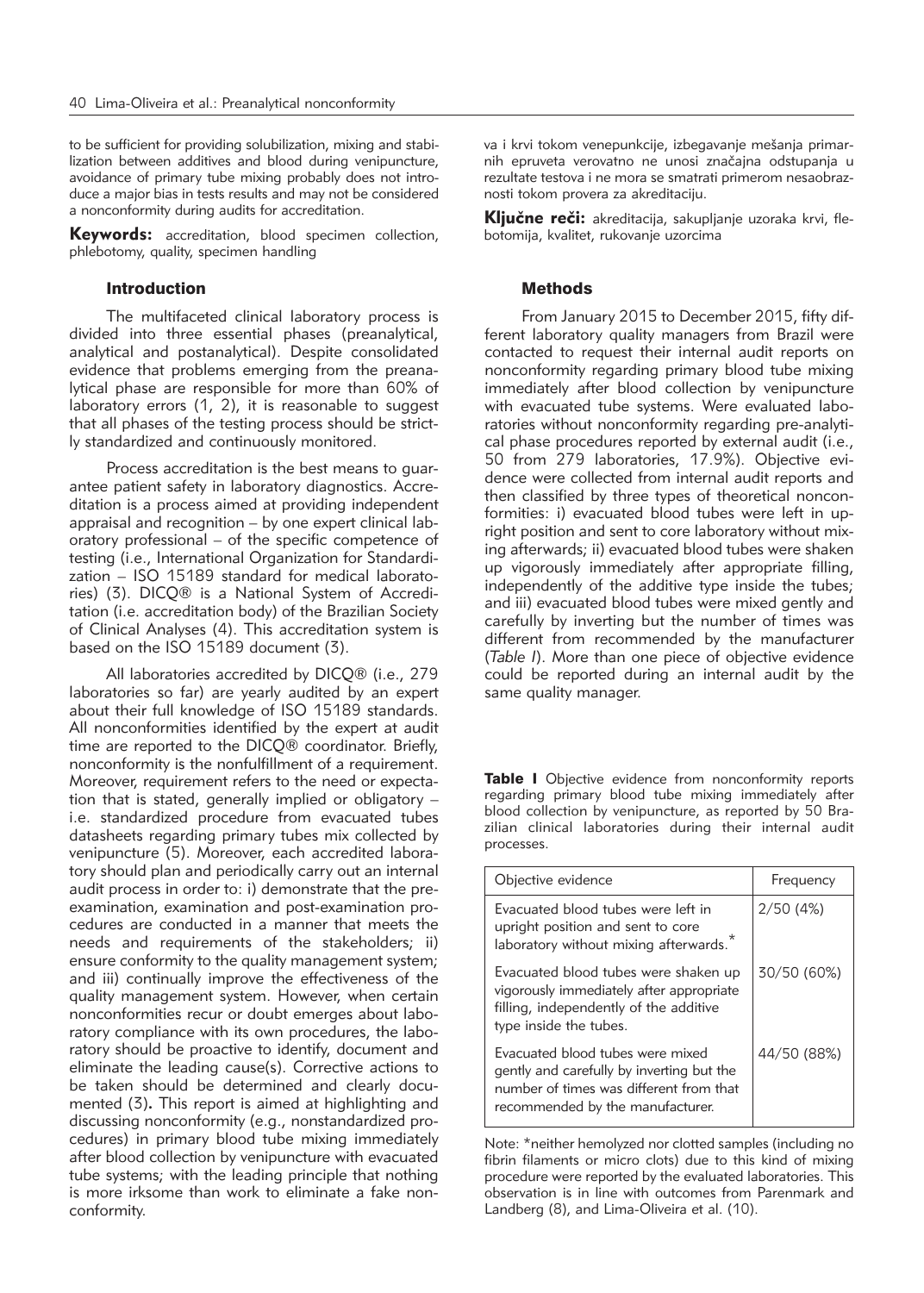to be sufficient for providing solubilization, mixing and stabilization between additives and blood during venipuncture, avoidance of primary tube mixing probably does not introduce a major bias in tests results and may not be considered a nonconformity during audits for accreditation.

**Keywords:** accreditation, blood specimen collection, phlebotomy, quality, specimen handling

va i krvi tokom venepunkcije, izbegavanje mešanja primarnih epruveta verovatno ne unosi značajna odstupanja u rezultate testova i ne mora se smatrati primerom nesaobraznosti tokom provera za akreditaciju.

**Ključne reči:** akreditacija, sakupljanje uzoraka krvi, flebotomija, kvalitet, rukovanje uzorcima

## Introduction

The multifaceted clinical laboratory process is divided into three essential phases (preanalytical, analytical and postanalytical). Despite consolidated evidence that problems emerging from the preanalytical phase are responsible for more than 60% of laboratory errors (1, 2), it is reasonable to suggest that all phases of the testing process should be strictly standardized and continuously monitored.

Process accreditation is the best means to guarantee patient safety in laboratory diagnostics. Accreditation is a process aimed at providing independent appraisal and recognition – by one expert clinical laboratory professional – of the specific competence of testing (i.e., International Organization for Standardization – ISO 15189 standard for medical laboratories) (3). DICQ® is a National System of Accreditation (i.e. accreditation body) of the Brazilian Society of Clinical Analyses (4). This accreditation system is based on the ISO 15189 document (3).

All laboratories accredited by DICQ® (i.e., 279 laboratories so far) are yearly audited by an expert about their full knowledge of ISO 15189 standards. All nonconformities identified by the expert at audit time are reported to the DICQ® coordinator. Briefly, nonconformity is the nonfulfillment of a requirement. Moreover, requirement refers to the need or expectation that is stated, generally implied or obligatory – i.e. standardized procedure from evacuated tubes datasheets regarding primary tubes mix collected by venipuncture (5). Moreover, each accredited laboratory should plan and periodically carry out an internal audit process in order to: i) demonstrate that the pre-examination, examination and post-examination procedures are conducted in a manner that meets the needs and requirements of the stakeholders; ii) ensure conformity to the quality management system; and iii) continually improve the effectiveness of the quality management system. However, when certain nonconformities recur or doubt emerges about laboratory compliance with its own procedures, the laboratory should be proactive to identify, document and eliminate the leading cause(s). Corrective actions to be taken should be determined and clearly documented (3)**.** This report is aimed at highlighting and discussing nonconformity (e.g., nonstandardized procedures) in primary blood tube mixing immediately after blood collection by venipuncture with evacuated tube systems; with the leading principle that nothing is more irksome than work to eliminate a fake nonconformity.

## Methods

From January 2015 to December 2015, fifty different laboratory quality managers from Brazil were contacted to request their internal audit reports on nonconformity regarding primary blood tube mixing immediately after blood collection by venipuncture with evacuated tube systems. Were evaluated laboratories without nonconformity regarding pre-analytical phase procedures reported by external audit (i.e., 50 from 279 laboratories, 17.9%). Objective evidence were collected from internal audit reports and then classified by three types of theoretical nonconformities: i) evacuated blood tubes were left in upright position and sent to core laboratory without mixing afterwards; ii) evacuated blood tubes were shaken up vigorously immediately after appropriate filling, independently of the additive type inside the tubes; and iii) evacuated blood tubes were mixed gently and carefully by inverting but the number of times was different from recommended by the manufacturer (*Table I*). More than one piece of objective evidence could be reported during an internal audit by the same quality manager.

**Table I** Objective evidence from nonconformity reports regarding primary blood tube mixing immediately after blood collection by venipuncture, as reported by 50 Brazilian clinical laboratories during their internal audit processes.

| Objective evidence | Frequency |
|---|---|
| Evacuated blood tubes were left in upright position and sent to core laboratory without mixing afterwards.* | 2/50 (4%) |
| Evacuated blood tubes were shaken up vigorously immediately after appropriate filling, independently of the additive type inside the tubes. | 30/50 (60%) |
| Evacuated blood tubes were mixed gently and carefully by inverting but the number of times was different from that recommended by the manufacturer. | 44/50 (88%) |

Note: *neither hemolyzed nor clotted samples (including no fibrin filaments or micro clots) due to this kind of mixing procedure were reported by the evaluated laboratories. This observation is in line with outcomes from Parenmark and Landberg (8), and Lima-Oliveira et al. (10).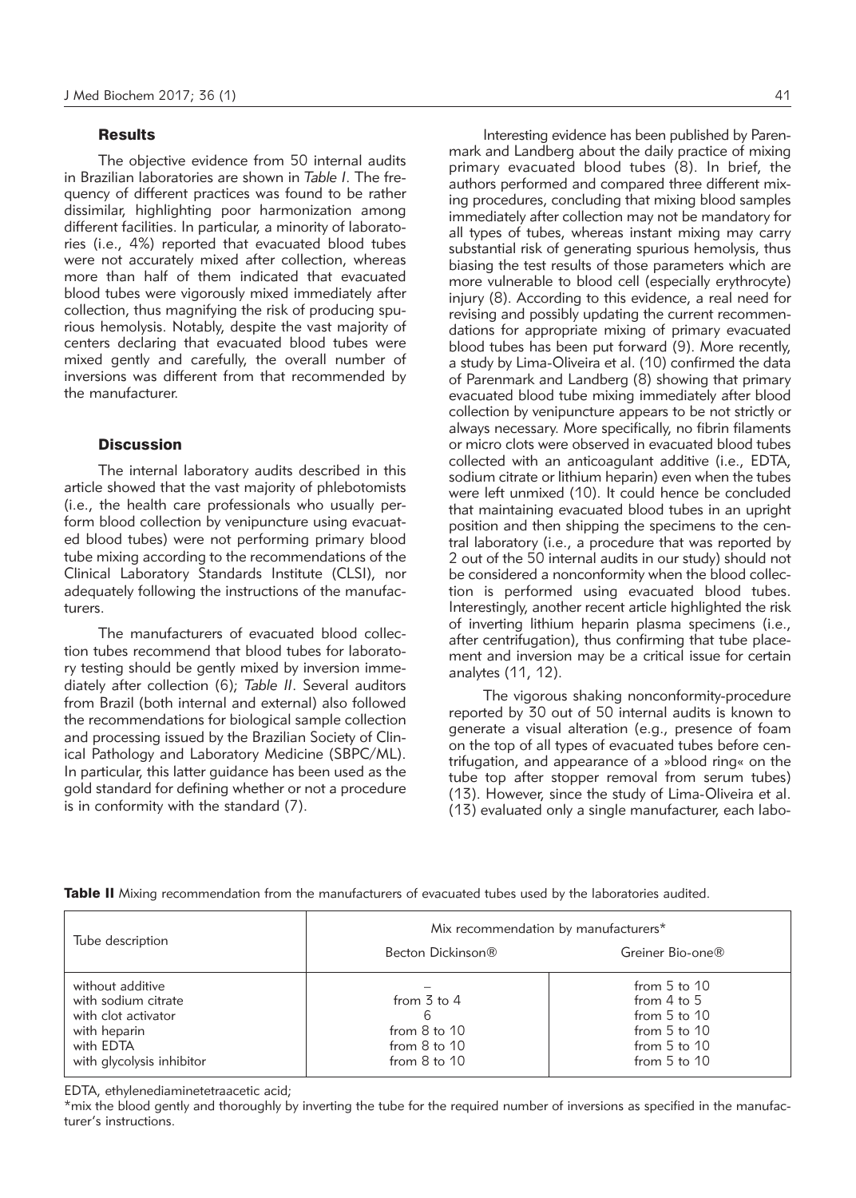## Results

The objective evidence from 50 internal audits in Brazilian laboratories are shown in *Table I*. The frequency of different practices was found to be rather dissimilar, highlighting poor harmonization among different facilities. In particular, a minority of laboratories (i.e., 4%) reported that evacuated blood tubes were not accurately mixed after collection, whereas more than half of them indicated that evacuated blood tubes were vigorously mixed immediately after collection, thus magnifying the risk of producing spurious hemolysis. Notably, despite the vast majority of centers declaring that evacuated blood tubes were mixed gently and carefully, the overall number of inversions was different from that recommended by the manufacturer.

## Discussion

The internal laboratory audits described in this article showed that the vast majority of phlebotomists (i.e., the health care professionals who usually perform blood collection by venipuncture using evacuated blood tubes) were not performing primary blood tube mixing according to the recommendations of the Clinical Laboratory Standards Institute (CLSI), nor adequately following the instructions of the manufacturers.

The manufacturers of evacuated blood collection tubes recommend that blood tubes for laboratory testing should be gently mixed by inversion immediately after collection (6); *Table II*. Several auditors from Brazil (both internal and external) also followed the recommendations for biological sample collection and processing issued by the Brazilian Society of Clinical Pathology and Laboratory Medicine (SBPC/ML). In particular, this latter guidance has been used as the gold standard for defining whether or not a procedure is in conformity with the standard (7).

Interesting evidence has been published by Parenmark and Landberg about the daily practice of mixing primary evacuated blood tubes (8). In brief, the authors performed and compared three different mixing procedures, concluding that mixing blood samples immediately after collection may not be mandatory for all types of tubes, whereas instant mixing may carry substantial risk of generating spurious hemolysis, thus biasing the test results of those parameters which are more vulnerable to blood cell (especially erythrocyte) injury (8). According to this evidence, a real need for revising and possibly updating the current recommendations for appropriate mixing of primary evacuated blood tubes has been put forward (9). More recently, a study by Lima-Oliveira et al. (10) confirmed the data of Parenmark and Landberg (8) showing that primary evacuated blood tube mixing immediately after blood collection by venipuncture appears to be not strictly or always necessary. More specifically, no fibrin filaments or micro clots were observed in evacuated blood tubes collected with an anticoagulant additive (i.e., EDTA, sodium citrate or lithium heparin) even when the tubes were left unmixed (10). It could hence be concluded that maintaining evacuated blood tubes in an upright position and then shipping the specimens to the central laboratory (i.e., a procedure that was reported by 2 out of the 50 internal audits in our study) should not be considered a nonconformity when the blood collection is performed using evacuated blood tubes. Interestingly, another recent article highlighted the risk of inverting lithium heparin plasma specimens (i.e., after centrifugation), thus confirming that tube placement and inversion may be a critical issue for certain analytes (11, 12).

The vigorous shaking nonconformity-procedure reported by 30 out of 50 internal audits is known to generate a visual alteration (e.g., presence of foam on the top of all types of evacuated tubes before centrifugation, and appearance of a »blood ring« on the tube top after stopper removal from serum tubes) (13). However, since the study of Lima-Oliveira et al. (13) evaluated only a single manufacturer, each labo-

**Table II** Mixing recommendation from the manufacturers of evacuated tubes used by the laboratories audited.

| Tube description | Mix recommendation by manufacturers* | |
|---|---|---|
| | Becton Dickinson® | Greiner Bio-one® |
| without additive | – | from 5 to 10 |
| with sodium citrate | from 3 to 4 | from 4 to 5 |
| with clot activator | 6 | from 5 to 10 |
| with heparin | from 8 to 10 | from 5 to 10 |
| with EDTA | from 8 to 10 | from 5 to 10 |
| with glycolysis inhibitor | from 8 to 10 | from 5 to 10 |

EDTA, ethylenediaminetetraacetic acid;
*mix the blood gently and thoroughly by inverting the tube for the required number of inversions as specified in the manufacturer's instructions.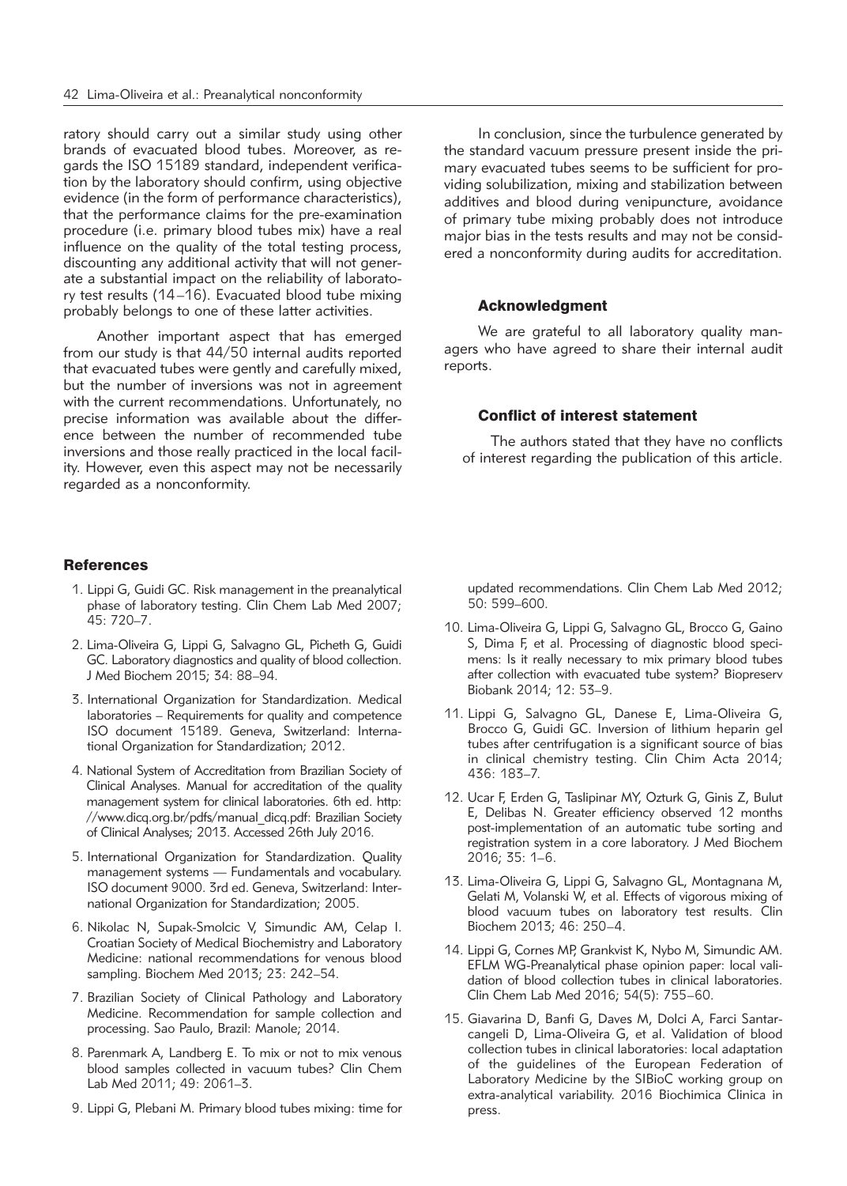ratory should carry out a similar study using other brands of evacuated blood tubes. Moreover, as regards the ISO 15189 standard, independent verification by the laboratory should confirm, using objective evidence (in the form of performance characteristics), that the performance claims for the pre-examination procedure (i.e. primary blood tubes mix) have a real influence on the quality of the total testing process, discounting any additional activity that will not generate a substantial impact on the reliability of laboratory test results (14–16). Evacuated blood tube mixing probably belongs to one of these latter activities.

Another important aspect that has emerged from our study is that 44/50 internal audits reported that evacuated tubes were gently and carefully mixed, but the number of inversions was not in agreement with the current recommendations. Unfortunately, no precise information was available about the difference between the number of recommended tube inversions and those really practiced in the local facility. However, even this aspect may not be necessarily regarded as a nonconformity.

In conclusion, since the turbulence generated by the standard vacuum pressure present inside the primary evacuated tubes seems to be sufficient for providing solubilization, mixing and stabilization between additives and blood during venipuncture, avoidance of primary tube mixing probably does not introduce major bias in the tests results and may not be considered a nonconformity during audits for accreditation.

### Acknowledgment

We are grateful to all laboratory quality managers who have agreed to share their internal audit reports.

### Conflict of interest statement

The authors stated that they have no conflicts of interest regarding the publication of this article.

## References

1. Lippi G, Guidi GC. Risk management in the preanalytical phase of laboratory testing. Clin Chem Lab Med 2007; 45: 720–7.
2. Lima-Oliveira G, Lippi G, Salvagno GL, Picheth G, Guidi GC. Laboratory diagnostics and quality of blood collection. J Med Biochem 2015; 34: 88–94.
3. International Organization for Standardization. Medical laboratories – Requirements for quality and competence ISO document 15189. Geneva, Switzerland: International Organization for Standardization; 2012.
4. National System of Accreditation from Brazilian Society of Clinical Analyses. Manual for accreditation of the quality management system for clinical laboratories. 6th ed. http://www.dicq.org.br/pdfs/manual_dicq.pdf: Brazilian Society of Clinical Analyses; 2013. Accessed 26th July 2016.
5. International Organization for Standardization. Quality management systems — Fundamentals and vocabulary. ISO document 9000. 3rd ed. Geneva, Switzerland: International Organization for Standardization; 2005.
6. Nikolac N, Supak-Smolcic V, Simundic AM, Celap I. Croatian Society of Medical Biochemistry and Laboratory Medicine: national recommendations for venous blood sampling. Biochem Med 2013; 23: 242–54.
7. Brazilian Society of Clinical Pathology and Laboratory Medicine. Recommendation for sample collection and processing. Sao Paulo, Brazil: Manole; 2014.
8. Parenmark A, Landberg E. To mix or not to mix venous blood samples collected in vacuum tubes? Clin Chem Lab Med 2011; 49: 2061–3.
9. Lippi G, Plebani M. Primary blood tubes mixing: time for updated recommendations. Clin Chem Lab Med 2012; 50: 599–600.
10. Lima-Oliveira G, Lippi G, Salvagno GL, Brocco G, Gaino S, Dima F, et al. Processing of diagnostic blood specimens: Is it really necessary to mix primary blood tubes after collection with evacuated tube system? Biopreserv Biobank 2014; 12: 53–9.
11. Lippi G, Salvagno GL, Danese E, Lima-Oliveira G, Brocco G, Guidi GC. Inversion of lithium heparin gel tubes after centrifugation is a significant source of bias in clinical chemistry testing. Clin Chim Acta 2014; 436: 183–7.
12. Ucar F, Erden G, Taslipinar MY, Ozturk G, Ginis Z, Bulut E, Delibas N. Greater efficiency observed 12 months post-implementation of an automatic tube sorting and registration system in a core laboratory. J Med Biochem 2016; 35: 1–6.
13. Lima-Oliveira G, Lippi G, Salvagno GL, Montagnana M, Gelati M, Volanski W, et al. Effects of vigorous mixing of blood vacuum tubes on laboratory test results. Clin Biochem 2013; 46: 250–4.
14. Lippi G, Cornes MP, Grankvist K, Nybo M, Simundic AM. EFLM WG-Preanalytical phase opinion paper: local validation of blood collection tubes in clinical laboratories. Clin Chem Lab Med 2016; 54(5): 755–60.
15. Giavarina D, Banfi G, Daves M, Dolci A, Farci Santarcangeli D, Lima-Oliveira G, et al. Validation of blood collection tubes in clinical laboratories: local adaptation of the guidelines of the European Federation of Laboratory Medicine by the SIBioC working group on extra-analytical variability. 2016 Biochimica Clinica in press.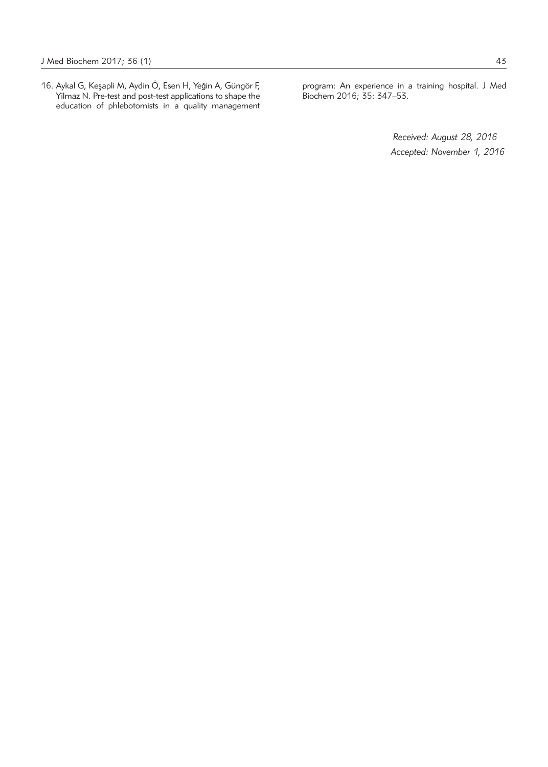16. Aykal G, Keşapli M, Aydin Ö, Esen H, Yeğin A, Güngör F, Yilmaz N. Pre-test and post-test applications to shape the education of phlebotomists in a quality management program: An experience in a training hospital. J Med Biochem 2016; 35: 347–53.

*Received: August 28, 2016*
*Accepted: November 1, 2016*